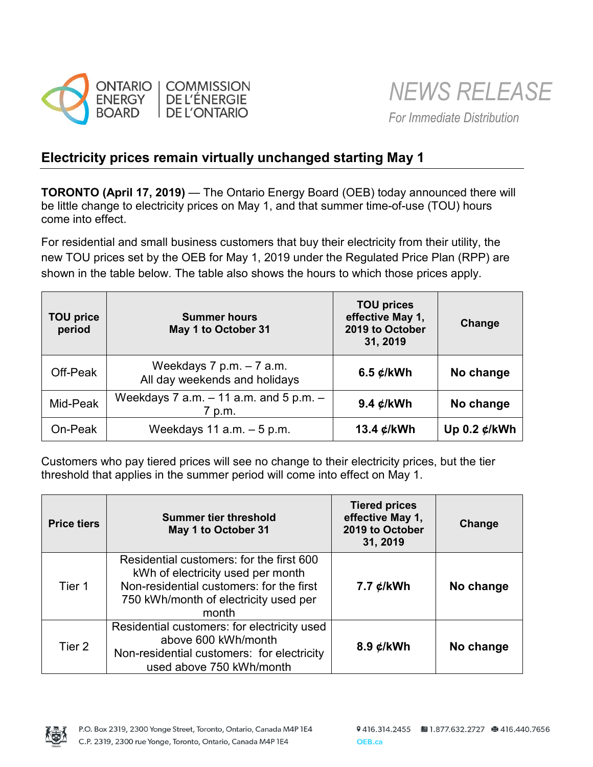ONTARIO ENERGY BOARD | COMMISSION DE L'ÉNERGIE DE L'ONTARIO

*NEWS RELEASE*

*For Immediate Distribution*

## Electricity prices remain virtually unchanged starting May 1

**TORONTO (April 17, 2019)** — The Ontario Energy Board (OEB) today announced there will be little change to electricity prices on May 1, and that summer time-of-use (TOU) hours come into effect.

For residential and small business customers that buy their electricity from their utility, the new TOU prices set by the OEB for May 1, 2019 under the Regulated Price Plan (RPP) are shown in the table below. The table also shows the hours to which those prices apply.

| TOU price period | Summer hours May 1 to October 31 | TOU prices effective May 1, 2019 to October 31, 2019 | Change |
|---|---|---|---|
| Off-Peak | Weekdays 7 p.m. – 7 a.m. All day weekends and holidays | **6.5 ¢/kWh** | **No change** |
| Mid-Peak | Weekdays 7 a.m. – 11 a.m. and 5 p.m. – 7 p.m. | **9.4 ¢/kWh** | **No change** |
| On-Peak | Weekdays 11 a.m. – 5 p.m. | **13.4 ¢/kWh** | **Up 0.2 ¢/kWh** |

Customers who pay tiered prices will see no change to their electricity prices, but the tier threshold that applies in the summer period will come into effect on May 1.

| Price tiers | Summer tier threshold May 1 to October 31 | Tiered prices effective May 1, 2019 to October 31, 2019 | Change |
|---|---|---|---|
| Tier 1 | Residential customers: for the first 600 kWh of electricity used per month Non-residential customers: for the first 750 kWh/month of electricity used per month | **7.7 ¢/kWh** | **No change** |
| Tier 2 | Residential customers: for electricity used above 600 kWh/month Non-residential customers: for electricity used above 750 kWh/month | **8.9 ¢/kWh** | **No change** |

P.O. Box 2319, 2300 Yonge Street, Toronto, Ontario, Canada M4P 1E4
C.P. 2319, 2300 rue Yonge, Toronto, Ontario, Canada M4P 1E4

416.314.2455 1.877.632.2727 416.440.7656
OEB.ca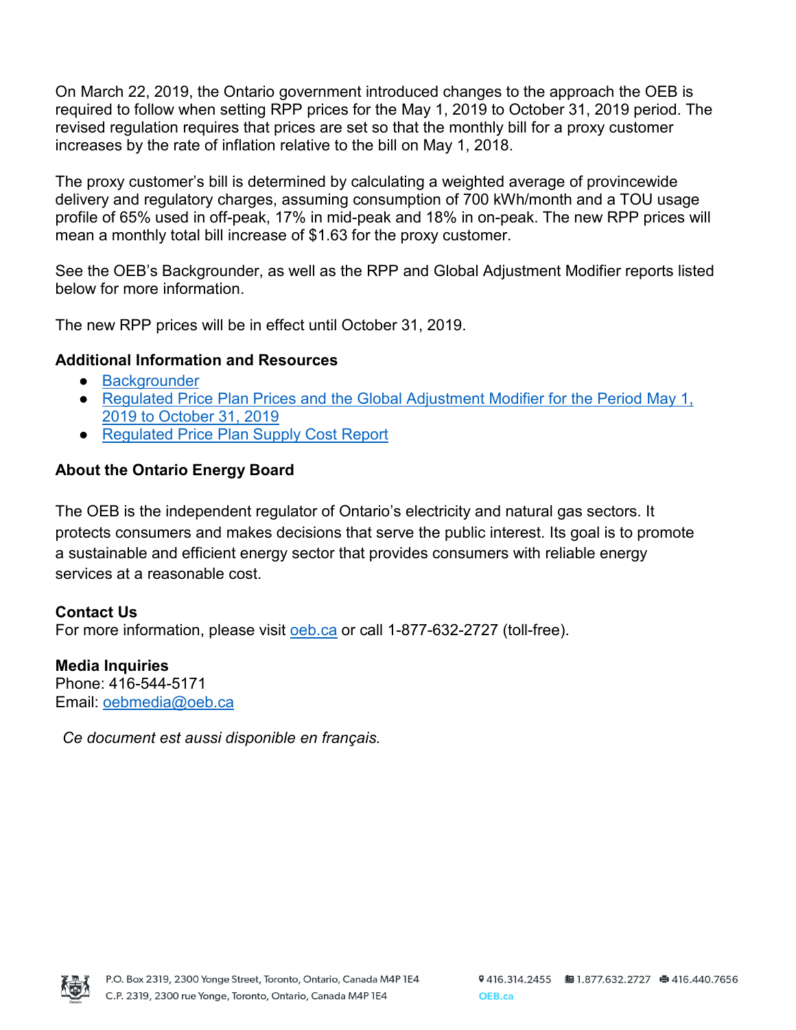On March 22, 2019, the Ontario government introduced changes to the approach the OEB is required to follow when setting RPP prices for the May 1, 2019 to October 31, 2019 period. The revised regulation requires that prices are set so that the monthly bill for a proxy customer increases by the rate of inflation relative to the bill on May 1, 2018.

The proxy customer's bill is determined by calculating a weighted average of provincewide delivery and regulatory charges, assuming consumption of 700 kWh/month and a TOU usage profile of 65% used in off-peak, 17% in mid-peak and 18% in on-peak. The new RPP prices will mean a monthly total bill increase of $1.63 for the proxy customer.

See the OEB's Backgrounder, as well as the RPP and Global Adjustment Modifier reports listed below for more information.

The new RPP prices will be in effect until October 31, 2019.

**Additional Information and Resources**

- Backgrounder
- Regulated Price Plan Prices and the Global Adjustment Modifier for the Period May 1, 2019 to October 31, 2019
- Regulated Price Plan Supply Cost Report

**About the Ontario Energy Board**

The OEB is the independent regulator of Ontario's electricity and natural gas sectors. It protects consumers and makes decisions that serve the public interest. Its goal is to promote a sustainable and efficient energy sector that provides consumers with reliable energy services at a reasonable cost.

**Contact Us**
For more information, please visit oeb.ca or call 1-877-632-2727 (toll-free).

**Media Inquiries**
Phone: 416-544-5171
Email: oebmedia@oeb.ca

*Ce document est aussi disponible en français.*